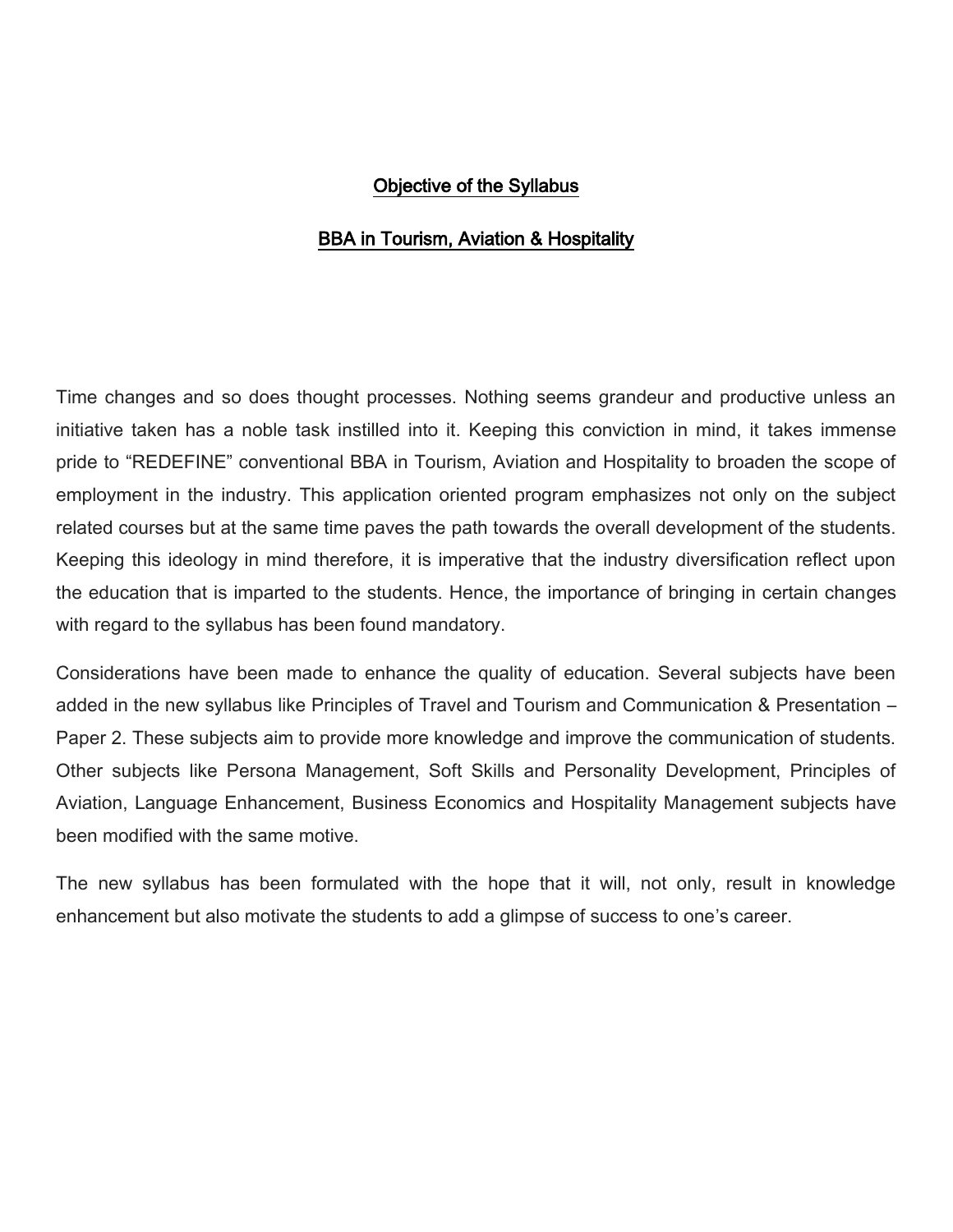## Objective of the Syllabus

## BBA in Tourism, Aviation & Hospitality

Time changes and so does thought processes. Nothing seems grandeur and productive unless an initiative taken has a noble task instilled into it. Keeping this conviction in mind, it takes immense pride to "REDEFINE" conventional BBA in Tourism, Aviation and Hospitality to broaden the scope of employment in the industry. This application oriented program emphasizes not only on the subject related courses but at the same time paves the path towards the overall development of the students. Keeping this ideology in mind therefore, it is imperative that the industry diversification reflect upon the education that is imparted to the students. Hence, the importance of bringing in certain changes with regard to the syllabus has been found mandatory.

Considerations have been made to enhance the quality of education. Several subjects have been added in the new syllabus like Principles of Travel and Tourism and Communication & Presentation – Paper 2. These subjects aim to provide more knowledge and improve the communication of students. Other subjects like Persona Management, Soft Skills and Personality Development, Principles of Aviation, Language Enhancement, Business Economics and Hospitality Management subjects have been modified with the same motive.

The new syllabus has been formulated with the hope that it will, not only, result in knowledge enhancement but also motivate the students to add a glimpse of success to one's career.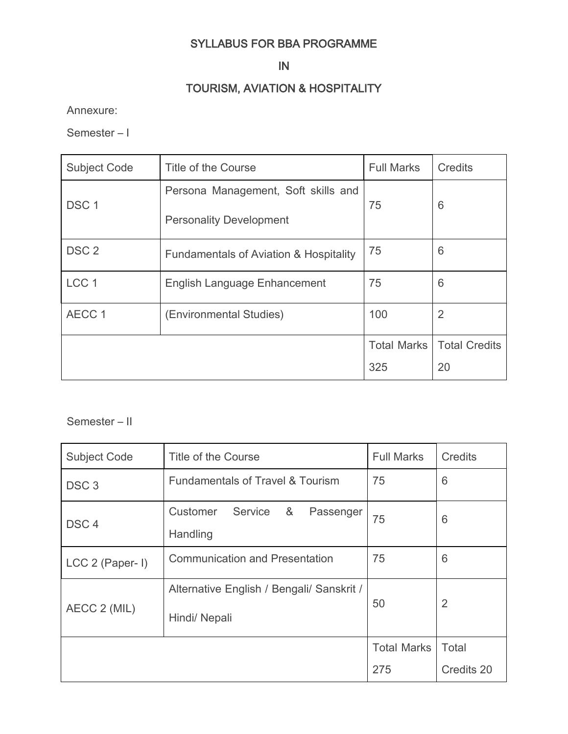# SYLLABUS FOR BBA PROGRAMME

# IN

# TOURISM, AVIATION & HOSPITALITY

Annexure:

Semester – I

| Subject Code | Title of the Course | Full Marks | Credits |
|---|---|---|---|
| DSC 1 | Persona Management, Soft skills and Personality Development | 75 | 6 |
| DSC 2 | Fundamentals of Aviation & Hospitality | 75 | 6 |
| LCC 1 | English Language Enhancement | 75 | 6 |
| AECC 1 | (Environmental Studies) | 100 | 2 |
| | | Total Marks 325 | Total Credits 20 |

Semester – II

| Subject Code | Title of the Course | Full Marks | Credits |
|---|---|---|---|
| DSC 3 | Fundamentals of Travel & Tourism | 75 | 6 |
| DSC 4 | Customer Service & Passenger Handling | 75 | 6 |
| LCC 2 (Paper- I) | Communication and Presentation | 75 | 6 |
| AECC 2 (MIL) | Alternative English / Bengali/ Sanskrit / Hindi/ Nepali | 50 | 2 |
| | | Total Marks 275 | Total Credits 20 |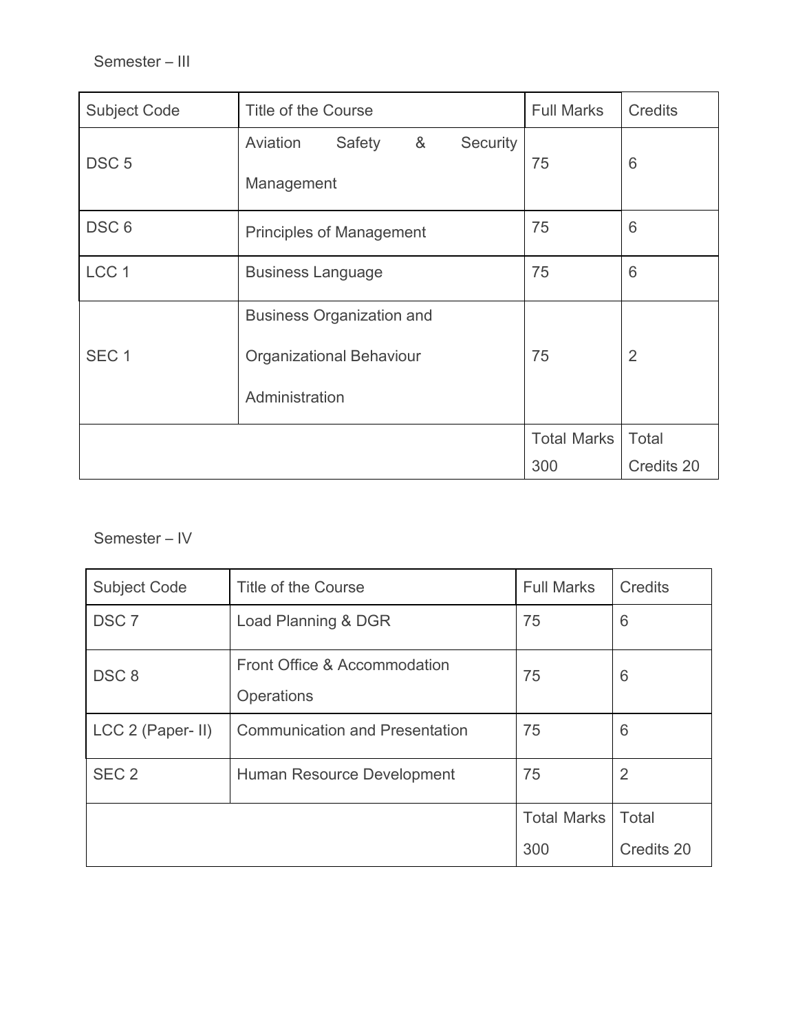Semester – III

| Subject Code | Title of the Course | Full Marks | Credits |
|---|---|---|---|
| DSC 5 | Aviation Safety & Security Management | 75 | 6 |
| DSC 6 | Principles of Management | 75 | 6 |
| LCC 1 | Business Language | 75 | 6 |
| SEC 1 | Business Organization and Organizational Behaviour Administration | 75 | 2 |
| | | Total Marks 300 | Total Credits 20 |

Semester – IV

| Subject Code | Title of the Course | Full Marks | Credits |
|---|---|---|---|
| DSC 7 | Load Planning & DGR | 75 | 6 |
| DSC 8 | Front Office & Accommodation Operations | 75 | 6 |
| LCC 2 (Paper- II) | Communication and Presentation | 75 | 6 |
| SEC 2 | Human Resource Development | 75 | 2 |
| | | Total Marks 300 | Total Credits 20 |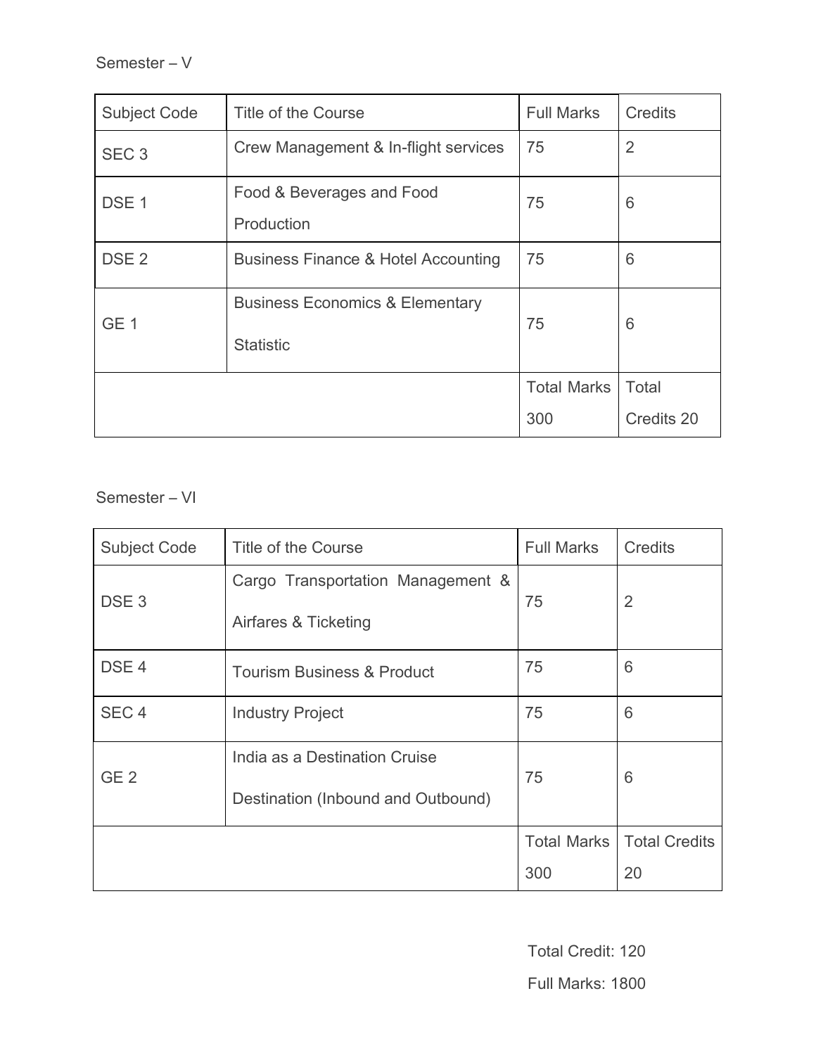Semester – V

| Subject Code | Title of the Course | Full Marks | Credits |
|---|---|---|---|
| SEC 3 | Crew Management & In-flight services | 75 | 2 |
| DSE 1 | Food & Beverages and Food Production | 75 | 6 |
| DSE 2 | Business Finance & Hotel Accounting | 75 | 6 |
| GE 1 | Business Economics & Elementary Statistic | 75 | 6 |
| | | Total Marks 300 | Total Credits 20 |

Semester – VI

| Subject Code | Title of the Course | Full Marks | Credits |
|---|---|---|---|
| DSE 3 | Cargo Transportation Management & Airfares & Ticketing | 75 | 2 |
| DSE 4 | Tourism Business & Product | 75 | 6 |
| SEC 4 | Industry Project | 75 | 6 |
| GE 2 | India as a Destination Cruise Destination (Inbound and Outbound) | 75 | 6 |
| | | Total Marks 300 | Total Credits 20 |

Total Credit: 120

Full Marks: 1800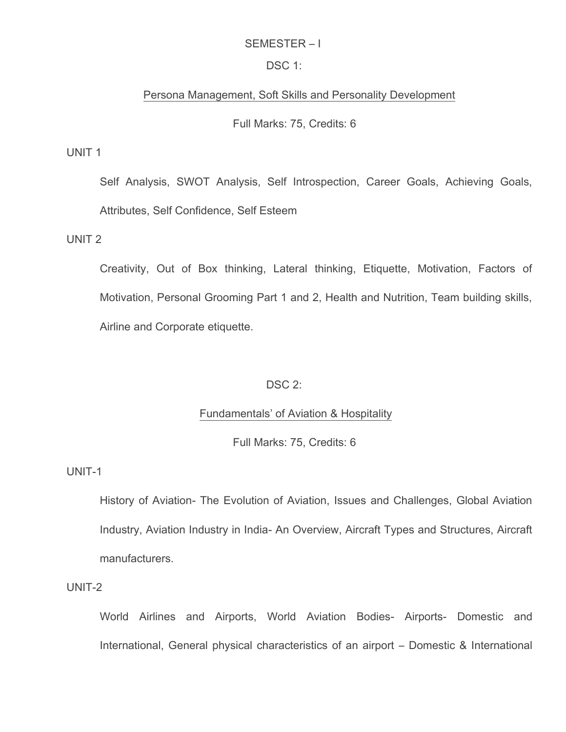## SEMESTER – I

### DSC 1:

### Persona Management, Soft Skills and Personality Development

Full Marks: 75, Credits: 6

UNIT 1

Self Analysis, SWOT Analysis, Self Introspection, Career Goals, Achieving Goals, Attributes, Self Confidence, Self Esteem

UNIT 2

Creativity, Out of Box thinking, Lateral thinking, Etiquette, Motivation, Factors of Motivation, Personal Grooming Part 1 and 2, Health and Nutrition, Team building skills, Airline and Corporate etiquette.

### DSC 2:

### Fundamentals' of Aviation & Hospitality

Full Marks: 75, Credits: 6

UNIT-1

History of Aviation- The Evolution of Aviation, Issues and Challenges, Global Aviation Industry, Aviation Industry in India- An Overview, Aircraft Types and Structures, Aircraft manufacturers.

UNIT-2

World Airlines and Airports, World Aviation Bodies- Airports- Domestic and International, General physical characteristics of an airport – Domestic & International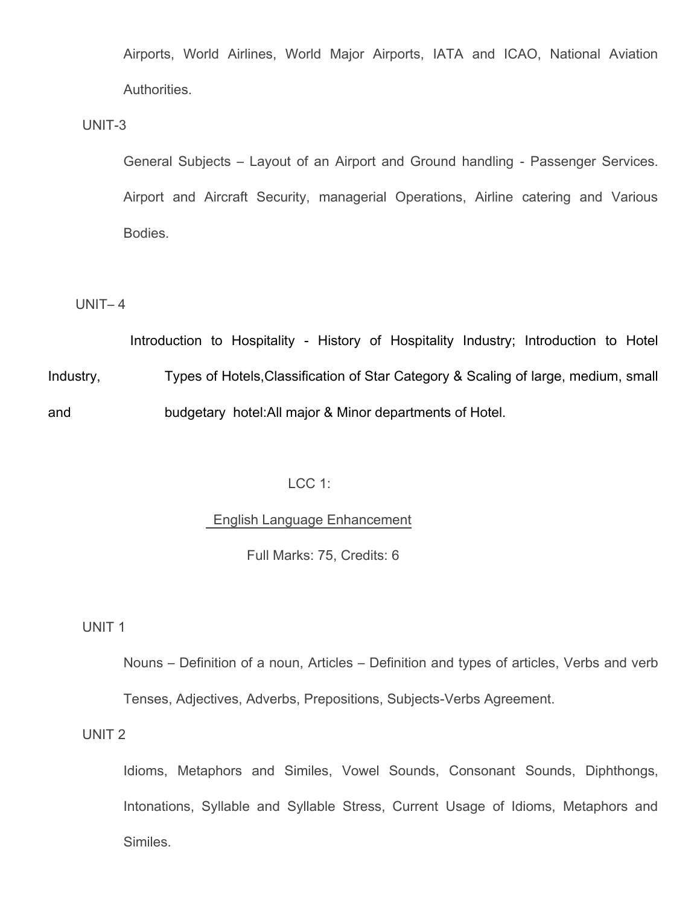Airports, World Airlines, World Major Airports, IATA and ICAO, National Aviation Authorities.

UNIT-3

General Subjects – Layout of an Airport and Ground handling - Passenger Services. Airport and Aircraft Security, managerial Operations, Airline catering and Various Bodies.

UNIT– 4

Introduction to Hospitality - History of Hospitality Industry; Introduction to Hotel Industry, Types of Hotels,Classification of Star Category & Scaling of large, medium, small and budgetary hotel:All major & Minor departments of Hotel.

## LCC 1:

## English Language Enhancement

Full Marks: 75, Credits: 6

UNIT 1

Nouns – Definition of a noun, Articles – Definition and types of articles, Verbs and verb Tenses, Adjectives, Adverbs, Prepositions, Subjects-Verbs Agreement.

UNIT 2

Idioms, Metaphors and Similes, Vowel Sounds, Consonant Sounds, Diphthongs, Intonations, Syllable and Syllable Stress, Current Usage of Idioms, Metaphors and Similes.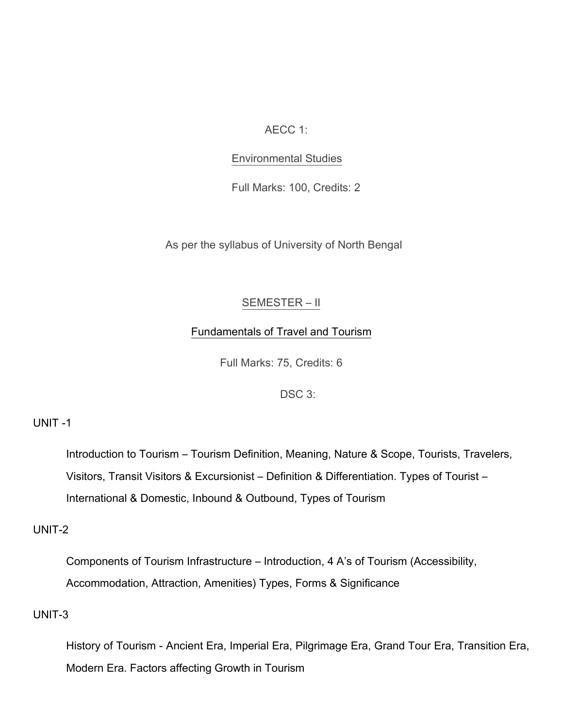AECC 1:

Environmental Studies

Full Marks: 100, Credits: 2

As per the syllabus of University of North Bengal

## SEMESTER – II

## Fundamentals of Travel and Tourism

Full Marks: 75, Credits: 6

DSC 3:

### UNIT -1

Introduction to Tourism – Tourism Definition, Meaning, Nature & Scope, Tourists, Travelers, Visitors, Transit Visitors & Excursionist – Definition & Differentiation. Types of Tourist – International & Domestic, Inbound & Outbound, Types of Tourism

### UNIT-2

Components of Tourism Infrastructure – Introduction, 4 A's of Tourism (Accessibility, Accommodation, Attraction, Amenities) Types, Forms & Significance

### UNIT-3

History of Tourism - Ancient Era, Imperial Era, Pilgrimage Era, Grand Tour Era, Transition Era, Modern Era. Factors affecting Growth in Tourism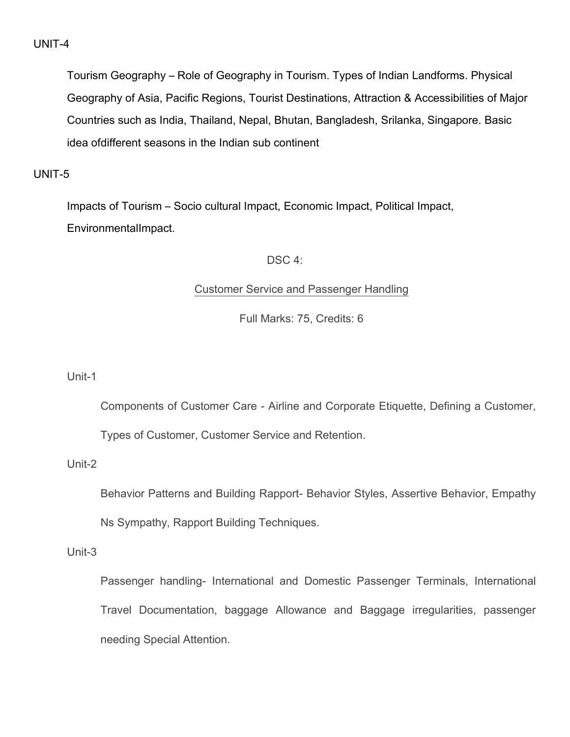UNIT-4

Tourism Geography – Role of Geography in Tourism. Types of Indian Landforms. Physical Geography of Asia, Pacific Regions, Tourist Destinations, Attraction & Accessibilities of Major Countries such as India, Thailand, Nepal, Bhutan, Bangladesh, Srilanka, Singapore. Basic idea ofdifferent seasons in the Indian sub continent

UNIT-5

Impacts of Tourism – Socio cultural Impact, Economic Impact, Political Impact, EnvironmentalImpact.

DSC 4:

<u>Customer Service and Passenger Handling</u>

Full Marks: 75, Credits: 6

Unit-1

Components of Customer Care - Airline and Corporate Etiquette, Defining a Customer, Types of Customer, Customer Service and Retention.

Unit-2

Behavior Patterns and Building Rapport- Behavior Styles, Assertive Behavior, Empathy Ns Sympathy, Rapport Building Techniques.

Unit-3

Passenger handling- International and Domestic Passenger Terminals, International Travel Documentation, baggage Allowance and Baggage irregularities, passenger needing Special Attention.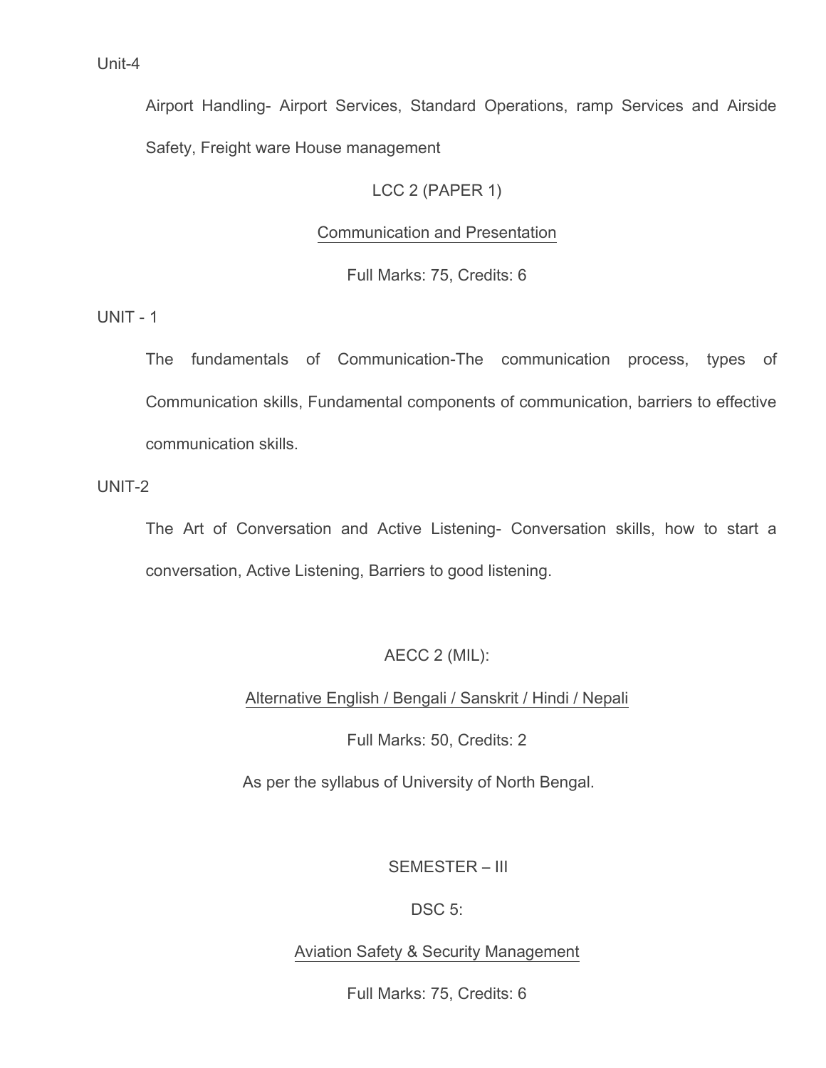Unit-4

Airport Handling- Airport Services, Standard Operations, ramp Services and Airside Safety, Freight ware House management

### LCC 2 (PAPER 1)

### Communication and Presentation

Full Marks: 75, Credits: 6

UNIT - 1

The fundamentals of Communication-The communication process, types of Communication skills, Fundamental components of communication, barriers to effective communication skills.

UNIT-2

The Art of Conversation and Active Listening- Conversation skills, how to start a conversation, Active Listening, Barriers to good listening.

### AECC 2 (MIL):

### Alternative English / Bengali / Sanskrit / Hindi / Nepali

Full Marks: 50, Credits: 2

As per the syllabus of University of North Bengal.

## SEMESTER – III

### DSC 5:

### Aviation Safety & Security Management

Full Marks: 75, Credits: 6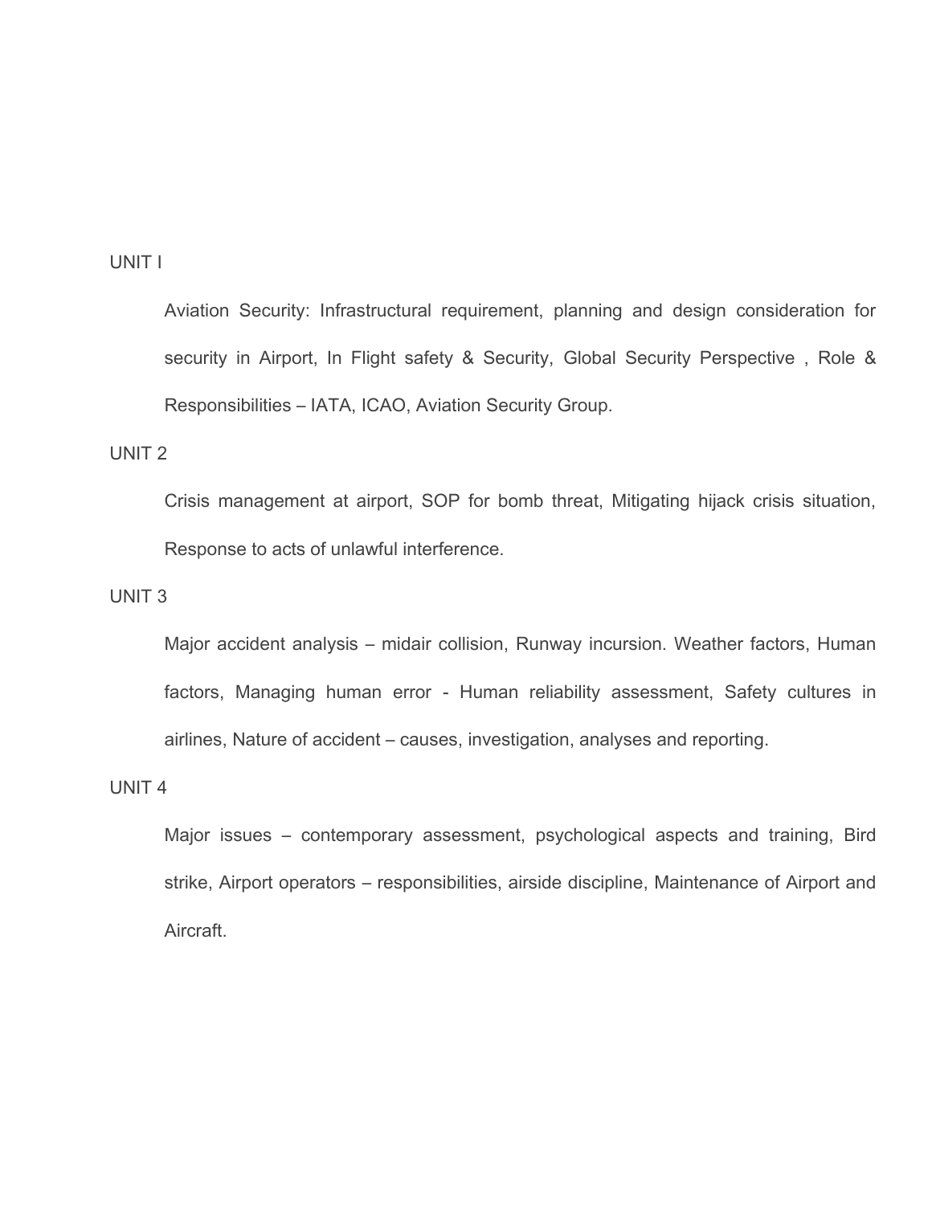UNIT I

Aviation Security: Infrastructural requirement, planning and design consideration for security in Airport, In Flight safety & Security, Global Security Perspective , Role & Responsibilities – IATA, ICAO, Aviation Security Group.

UNIT 2

Crisis management at airport, SOP for bomb threat, Mitigating hijack crisis situation, Response to acts of unlawful interference.

UNIT 3

Major accident analysis – midair collision, Runway incursion. Weather factors, Human factors, Managing human error - Human reliability assessment, Safety cultures in airlines, Nature of accident – causes, investigation, analyses and reporting.

UNIT 4

Major issues – contemporary assessment, psychological aspects and training, Bird strike, Airport operators – responsibilities, airside discipline, Maintenance of Airport and Aircraft.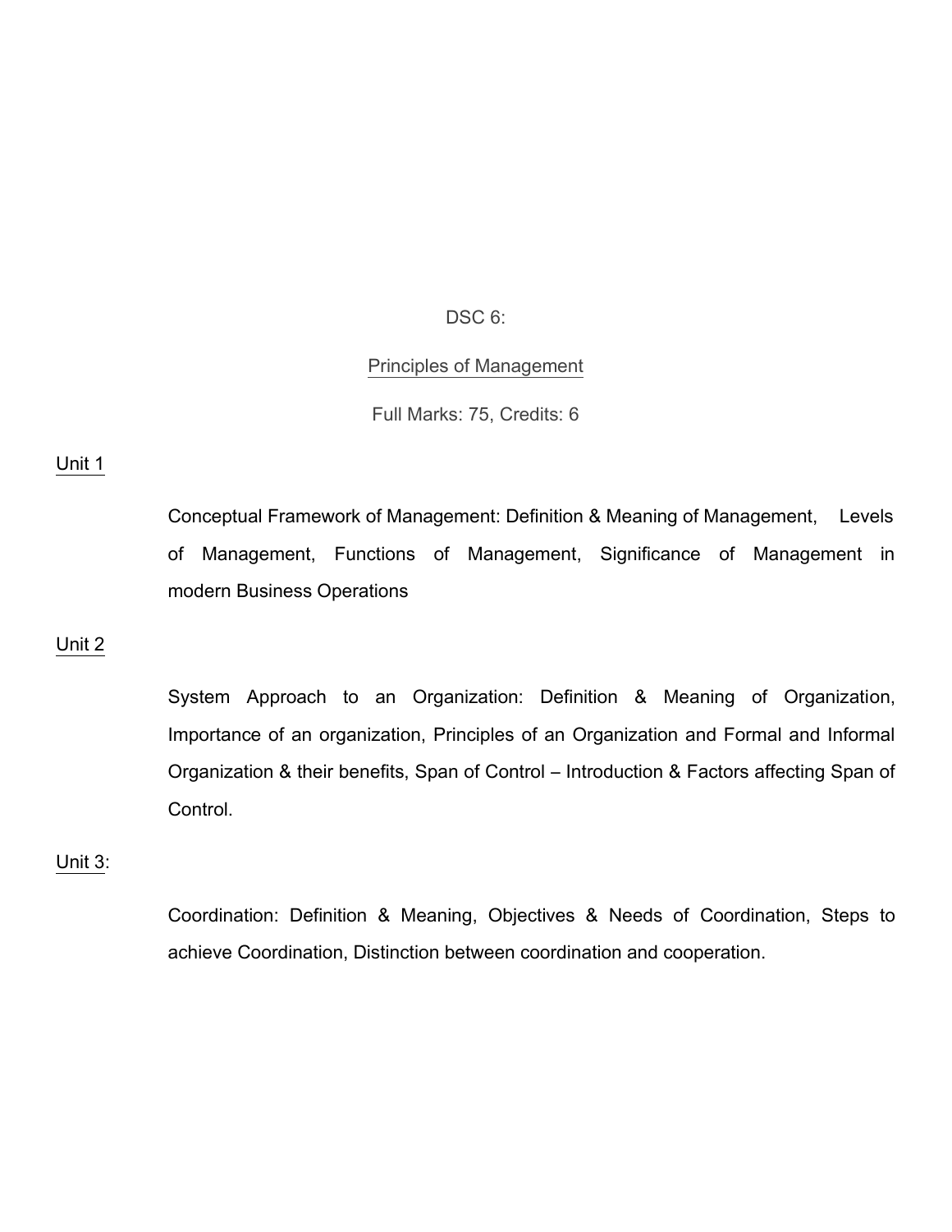DSC 6:

## Principles of Management

Full Marks: 75, Credits: 6

### Unit 1

Conceptual Framework of Management: Definition & Meaning of Management, Levels of Management, Functions of Management, Significance of Management in modern Business Operations

### Unit 2

System Approach to an Organization: Definition & Meaning of Organization, Importance of an organization, Principles of an Organization and Formal and Informal Organization & their benefits, Span of Control – Introduction & Factors affecting Span of Control.

### Unit 3:

Coordination: Definition & Meaning, Objectives & Needs of Coordination, Steps to achieve Coordination, Distinction between coordination and cooperation.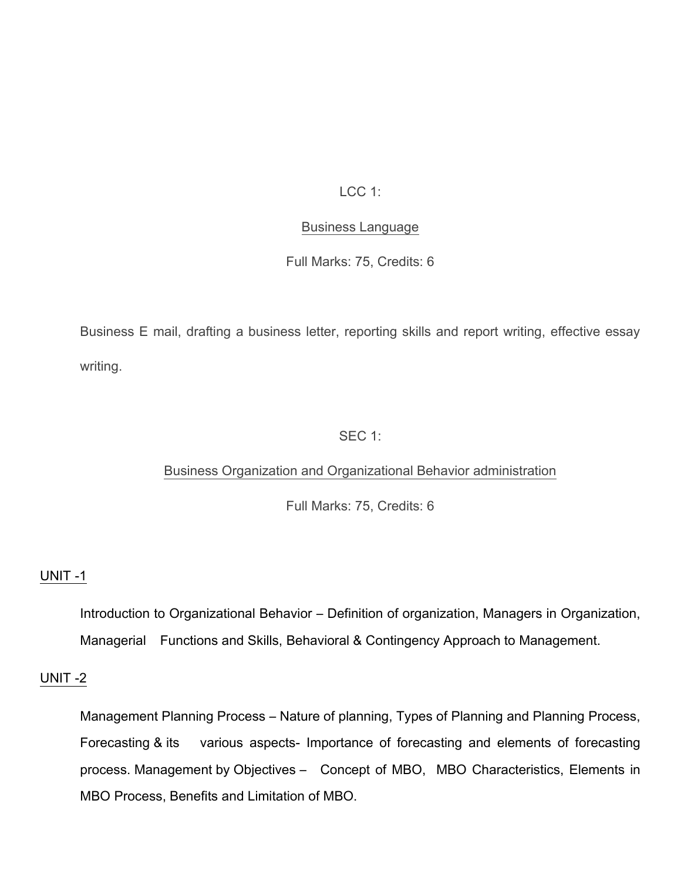## LCC 1:

### Business Language

Full Marks: 75, Credits: 6

Business E mail, drafting a business letter, reporting skills and report writing, effective essay writing.

## SEC 1:

### Business Organization and Organizational Behavior administration

Full Marks: 75, Credits: 6

#### UNIT -1

Introduction to Organizational Behavior – Definition of organization, Managers in Organization, Managerial Functions and Skills, Behavioral & Contingency Approach to Management.

#### UNIT -2

Management Planning Process – Nature of planning, Types of Planning and Planning Process, Forecasting & its various aspects- Importance of forecasting and elements of forecasting process. Management by Objectives – Concept of MBO, MBO Characteristics, Elements in MBO Process, Benefits and Limitation of MBO.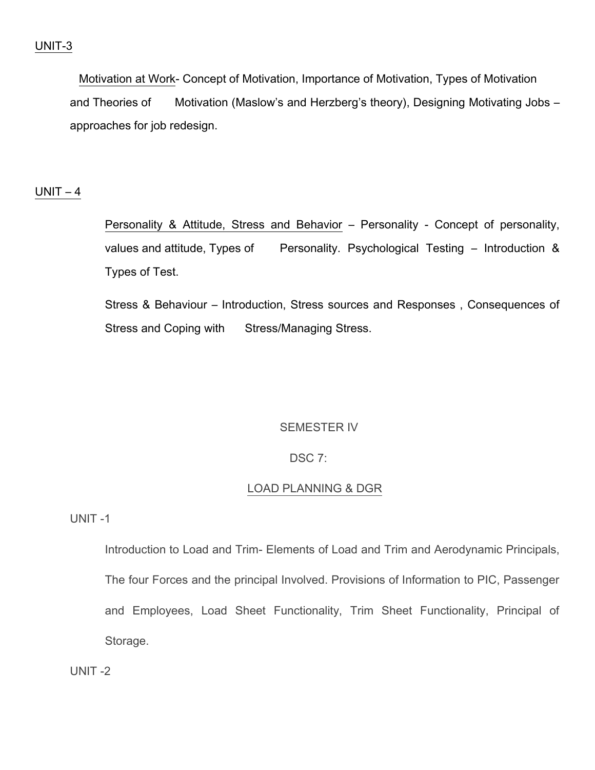UNIT-3

Motivation at Work- Concept of Motivation, Importance of Motivation, Types of Motivation and Theories of Motivation (Maslow's and Herzberg's theory), Designing Motivating Jobs – approaches for job redesign.

UNIT – 4

Personality & Attitude, Stress and Behavior – Personality - Concept of personality, values and attitude, Types of Personality. Psychological Testing – Introduction & Types of Test.

Stress & Behaviour – Introduction, Stress sources and Responses , Consequences of Stress and Coping with Stress/Managing Stress.

SEMESTER IV

DSC 7:

LOAD PLANNING & DGR

UNIT -1

Introduction to Load and Trim- Elements of Load and Trim and Aerodynamic Principals, The four Forces and the principal Involved. Provisions of Information to PIC, Passenger and Employees, Load Sheet Functionality, Trim Sheet Functionality, Principal of Storage.

UNIT -2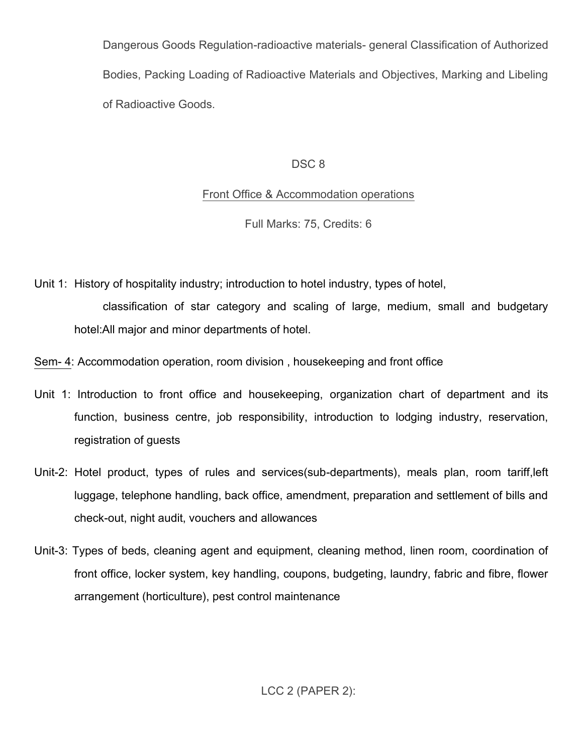Dangerous Goods Regulation-radioactive materials- general Classification of Authorized Bodies, Packing Loading of Radioactive Materials and Objectives, Marking and Libeling of Radioactive Goods.

DSC 8

Front Office & Accommodation operations

Full Marks: 75, Credits: 6

Unit 1: History of hospitality industry; introduction to hotel industry, types of hotel, classification of star category and scaling of large, medium, small and budgetary hotel:All major and minor departments of hotel.

Sem- 4: Accommodation operation, room division , housekeeping and front office

Unit 1: Introduction to front office and housekeeping, organization chart of department and its function, business centre, job responsibility, introduction to lodging industry, reservation, registration of guests

Unit-2: Hotel product, types of rules and services(sub-departments), meals plan, room tariff,left luggage, telephone handling, back office, amendment, preparation and settlement of bills and check-out, night audit, vouchers and allowances

Unit-3: Types of beds, cleaning agent and equipment, cleaning method, linen room, coordination of front office, locker system, key handling, coupons, budgeting, laundry, fabric and fibre, flower arrangement (horticulture), pest control maintenance

LCC 2 (PAPER 2):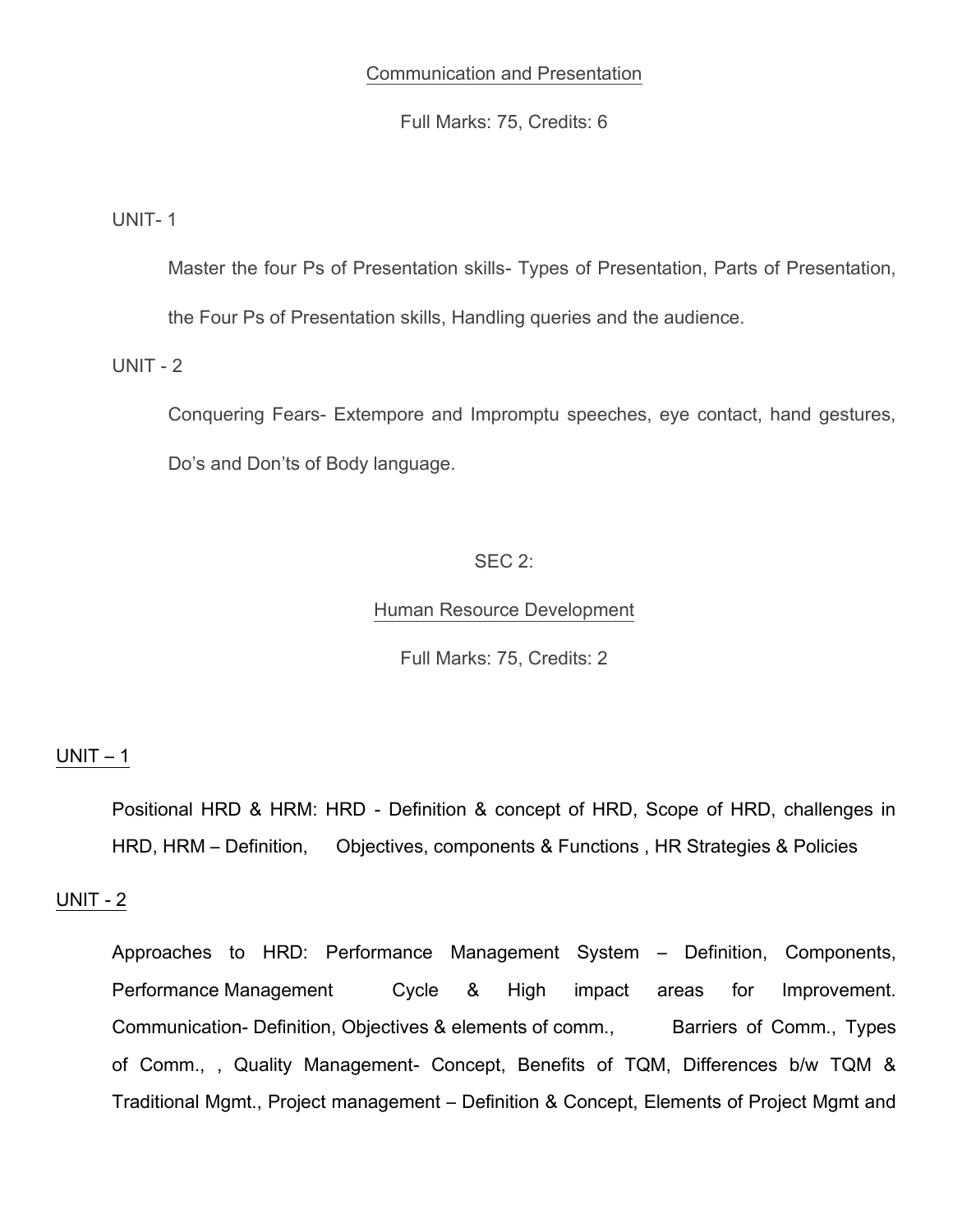## Communication and Presentation

Full Marks: 75, Credits: 6

UNIT- 1

Master the four Ps of Presentation skills- Types of Presentation, Parts of Presentation, the Four Ps of Presentation skills, Handling queries and the audience.

UNIT - 2

Conquering Fears- Extempore and Impromptu speeches, eye contact, hand gestures, Do's and Don'ts of Body language.

SEC 2:

## Human Resource Development

Full Marks: 75, Credits: 2

UNIT – 1

Positional HRD & HRM: HRD - Definition & concept of HRD, Scope of HRD, challenges in HRD, HRM – Definition, Objectives, components & Functions , HR Strategies & Policies

UNIT - 2

Approaches to HRD: Performance Management System – Definition, Components, Performance Management Cycle & High impact areas for Improvement. Communication- Definition, Objectives & elements of comm., Barriers of Comm., Types of Comm., , Quality Management- Concept, Benefits of TQM, Differences b/w TQM & Traditional Mgmt., Project management – Definition & Concept, Elements of Project Mgmt and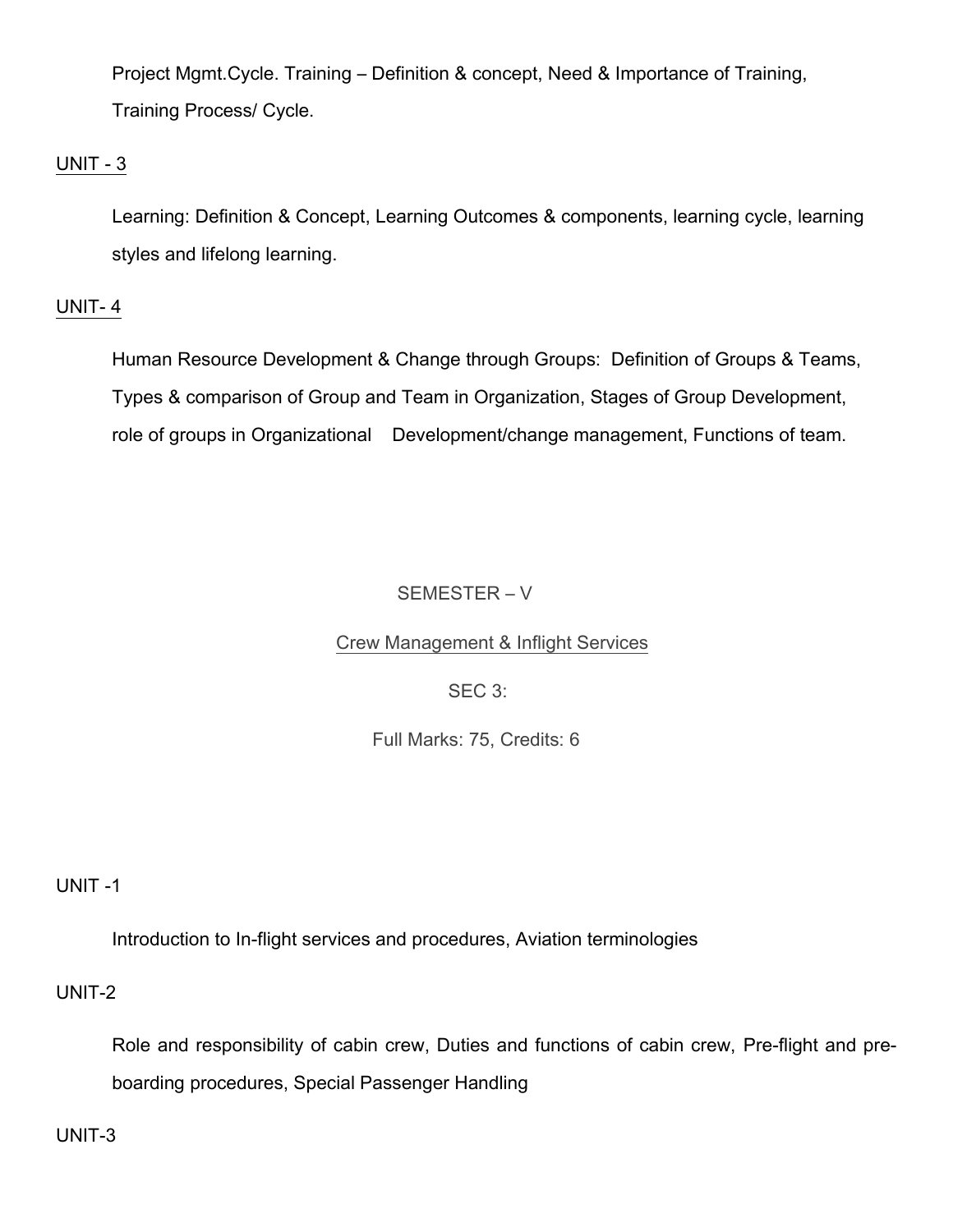Project Mgmt.Cycle. Training – Definition & concept, Need & Importance of Training, Training Process/ Cycle.

UNIT - 3

Learning: Definition & Concept, Learning Outcomes & components, learning cycle, learning styles and lifelong learning.

UNIT- 4

Human Resource Development & Change through Groups: Definition of Groups & Teams, Types & comparison of Group and Team in Organization, Stages of Group Development, role of groups in Organizational Development/change management, Functions of team.

SEMESTER – V

Crew Management & Inflight Services

SEC 3:

Full Marks: 75, Credits: 6

UNIT -1

Introduction to In-flight services and procedures, Aviation terminologies

UNIT-2

Role and responsibility of cabin crew, Duties and functions of cabin crew, Pre-flight and pre-boarding procedures, Special Passenger Handling

UNIT-3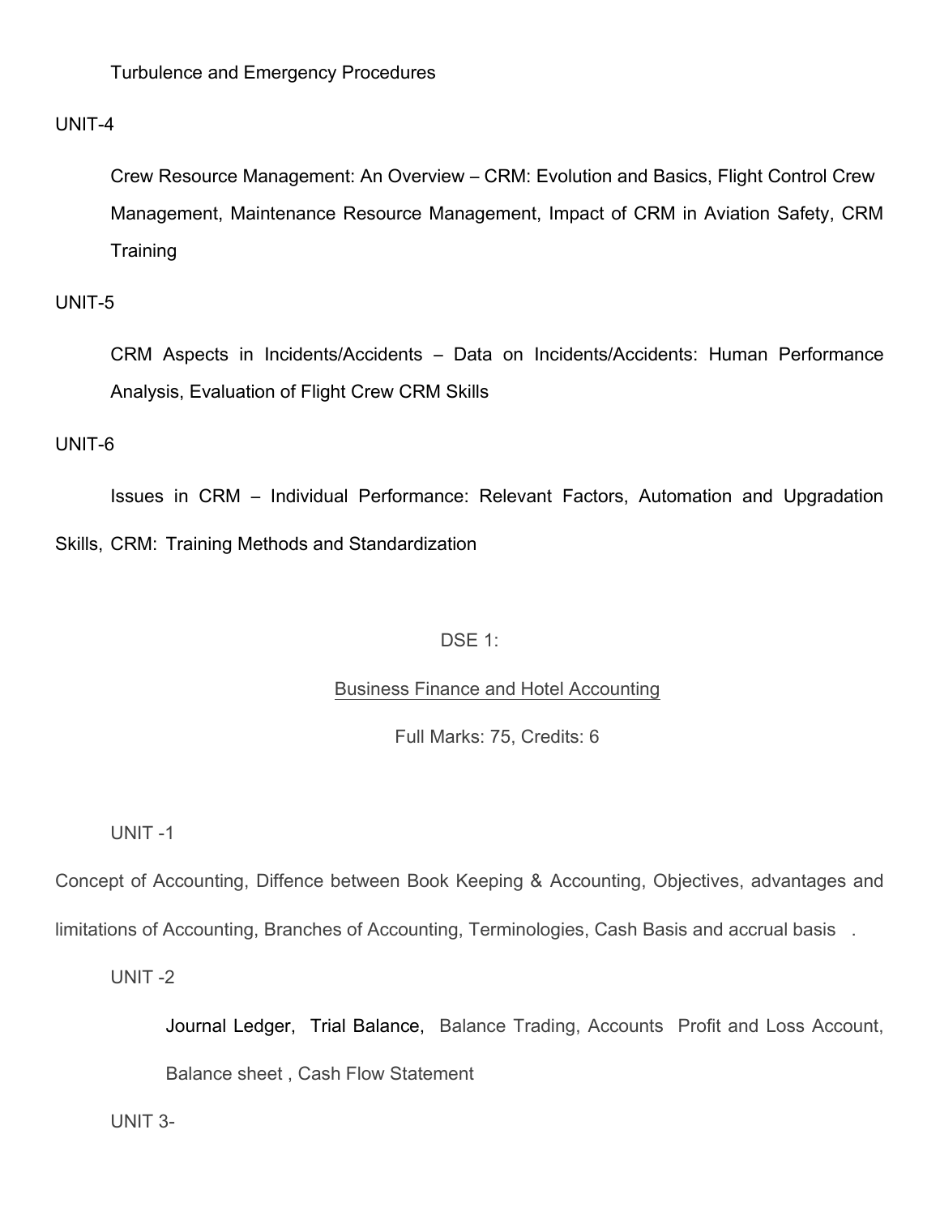Turbulence and Emergency Procedures

UNIT-4

Crew Resource Management: An Overview – CRM: Evolution and Basics, Flight Control Crew Management, Maintenance Resource Management, Impact of CRM in Aviation Safety, CRM Training

UNIT-5

CRM Aspects in Incidents/Accidents – Data on Incidents/Accidents: Human Performance Analysis, Evaluation of Flight Crew CRM Skills

UNIT-6

Issues in CRM – Individual Performance: Relevant Factors, Automation and Upgradation Skills, CRM: Training Methods and Standardization

DSE 1:

Business Finance and Hotel Accounting

Full Marks: 75, Credits: 6

UNIT -1

Concept of Accounting, Diffence between Book Keeping & Accounting, Objectives, advantages and limitations of Accounting, Branches of Accounting, Terminologies, Cash Basis and accrual basis .

UNIT -2

Journal Ledger, Trial Balance, Balance Trading, Accounts Profit and Loss Account, Balance sheet , Cash Flow Statement

UNIT 3-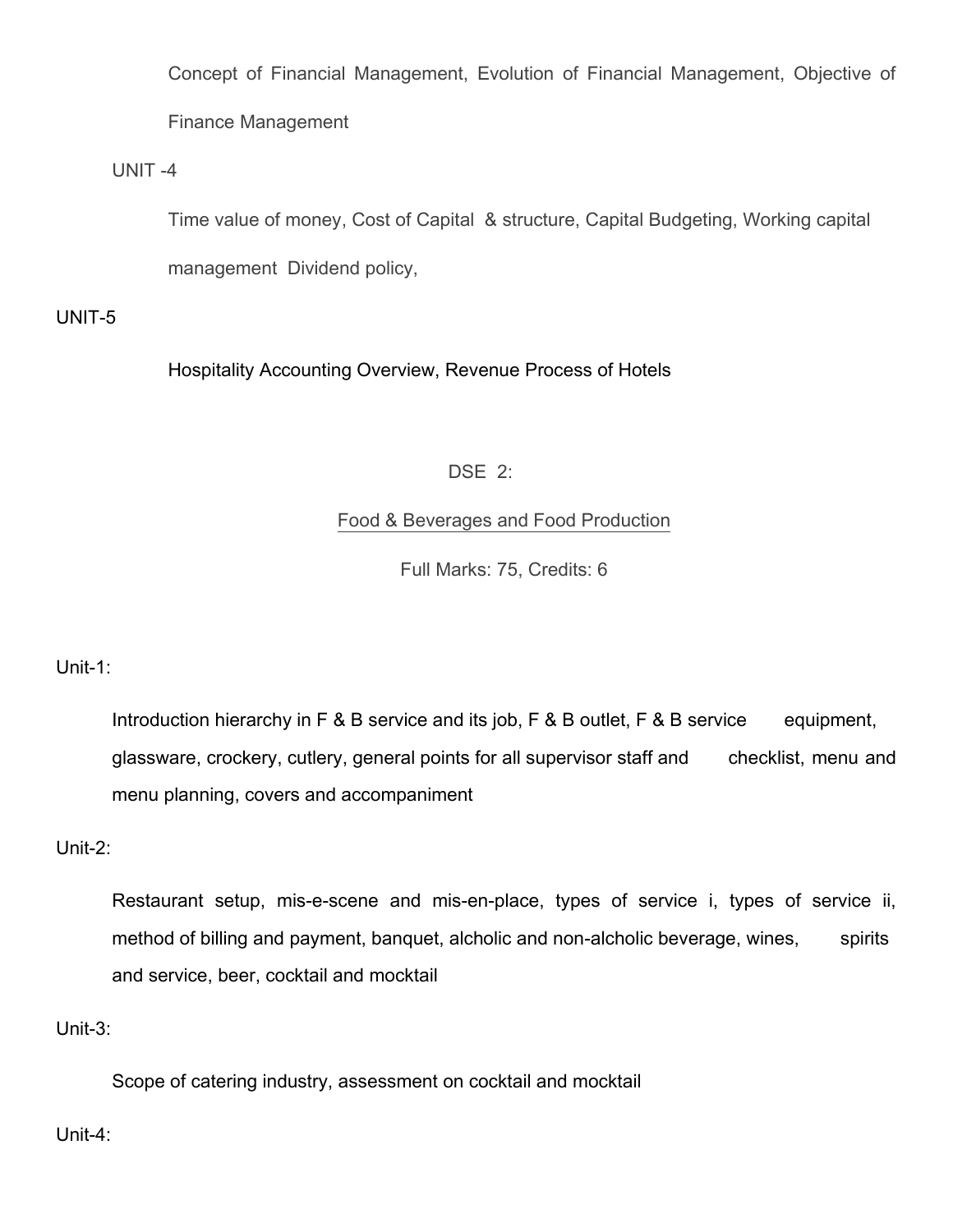Concept of Financial Management, Evolution of Financial Management, Objective of Finance Management

UNIT -4

Time value of money, Cost of Capital & structure, Capital Budgeting, Working capital management Dividend policy,

UNIT-5

Hospitality Accounting Overview, Revenue Process of Hotels

## DSE 2:

## Food & Beverages and Food Production

Full Marks: 75, Credits: 6

Unit-1:

Introduction hierarchy in F & B service and its job, F & B outlet, F & B service equipment, glassware, crockery, cutlery, general points for all supervisor staff and checklist, menu and menu planning, covers and accompaniment

Unit-2:

Restaurant setup, mis-e-scene and mis-en-place, types of service i, types of service ii, method of billing and payment, banquet, alcholic and non-alcholic beverage, wines, spirits and service, beer, cocktail and mocktail

Unit-3:

Scope of catering industry, assessment on cocktail and mocktail

Unit-4: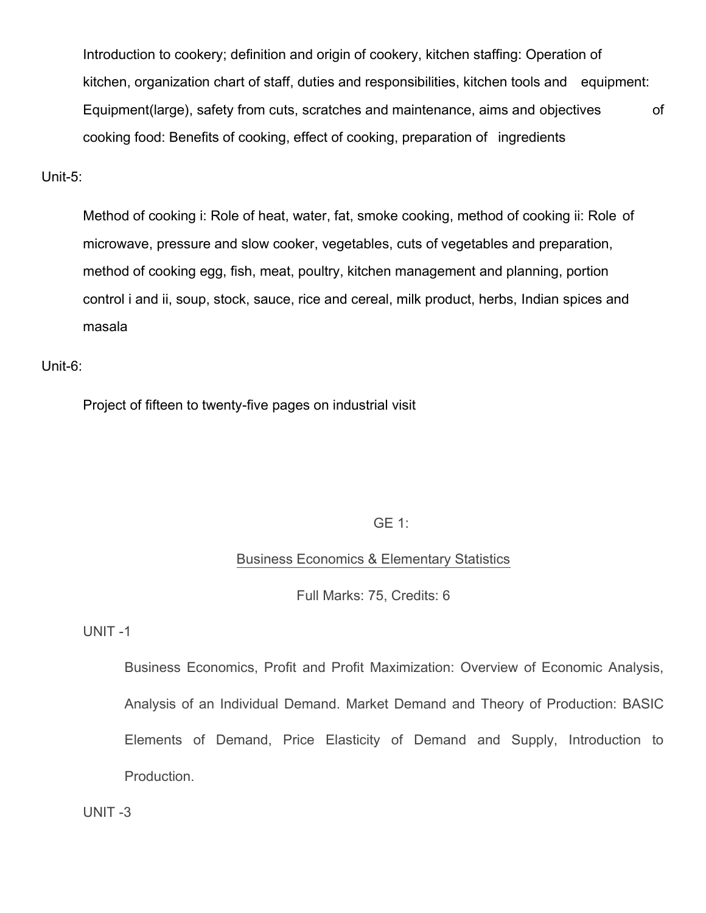Introduction to cookery; definition and origin of cookery, kitchen staffing: Operation of kitchen, organization chart of staff, duties and responsibilities, kitchen tools and equipment: Equipment(large), safety from cuts, scratches and maintenance, aims and objectives of cooking food: Benefits of cooking, effect of cooking, preparation of ingredients

Unit-5:

Method of cooking i: Role of heat, water, fat, smoke cooking, method of cooking ii: Role of microwave, pressure and slow cooker, vegetables, cuts of vegetables and preparation, method of cooking egg, fish, meat, poultry, kitchen management and planning, portion control i and ii, soup, stock, sauce, rice and cereal, milk product, herbs, Indian spices and masala

Unit-6:

Project of fifteen to twenty-five pages on industrial visit

## GE 1:

## Business Economics & Elementary Statistics

Full Marks: 75, Credits: 6

UNIT -1

Business Economics, Profit and Profit Maximization: Overview of Economic Analysis, Analysis of an Individual Demand. Market Demand and Theory of Production: BASIC Elements of Demand, Price Elasticity of Demand and Supply, Introduction to Production.

UNIT -3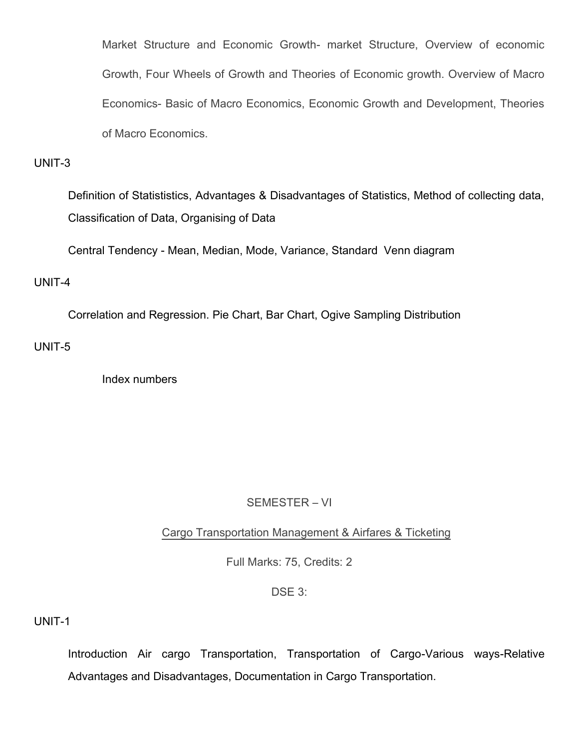Market Structure and Economic Growth- market Structure, Overview of economic Growth, Four Wheels of Growth and Theories of Economic growth. Overview of Macro Economics- Basic of Macro Economics, Economic Growth and Development, Theories of Macro Economics.

UNIT-3

Definition of Statististics, Advantages & Disadvantages of Statistics, Method of collecting data, Classification of Data, Organising of Data

Central Tendency - Mean, Median, Mode, Variance, Standard Venn diagram

UNIT-4

Correlation and Regression. Pie Chart, Bar Chart, Ogive Sampling Distribution

UNIT-5

Index numbers

SEMESTER – VI

Cargo Transportation Management & Airfares & Ticketing

Full Marks: 75, Credits: 2

DSE 3:

UNIT-1

Introduction Air cargo Transportation, Transportation of Cargo-Various ways-Relative Advantages and Disadvantages, Documentation in Cargo Transportation.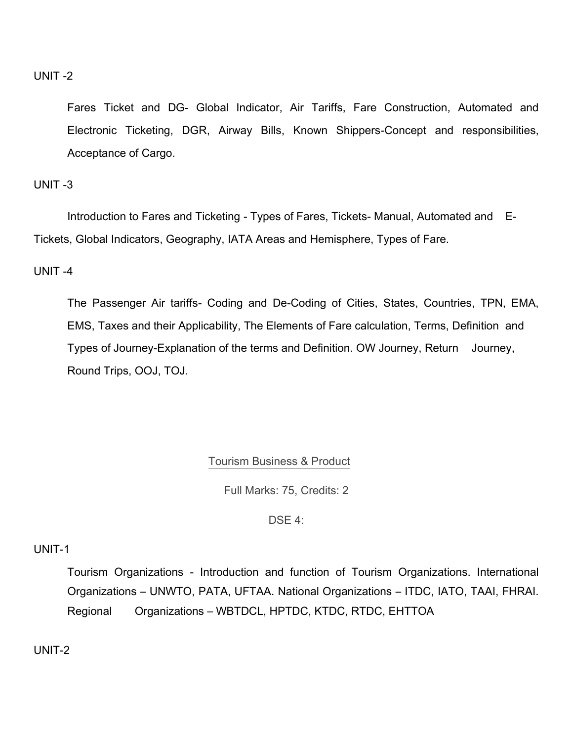UNIT -2

Fares Ticket and DG- Global Indicator, Air Tariffs, Fare Construction, Automated and Electronic Ticketing, DGR, Airway Bills, Known Shippers-Concept and responsibilities, Acceptance of Cargo.

UNIT -3

Introduction to Fares and Ticketing - Types of Fares, Tickets- Manual, Automated and E-Tickets, Global Indicators, Geography, IATA Areas and Hemisphere, Types of Fare.

UNIT -4

The Passenger Air tariffs- Coding and De-Coding of Cities, States, Countries, TPN, EMA, EMS, Taxes and their Applicability, The Elements of Fare calculation, Terms, Definition and Types of Journey-Explanation of the terms and Definition. OW Journey, Return Journey, Round Trips, OOJ, TOJ.

## Tourism Business & Product

Full Marks: 75, Credits: 2

DSE 4:

UNIT-1

Tourism Organizations - Introduction and function of Tourism Organizations. International Organizations – UNWTO, PATA, UFTAA. National Organizations – ITDC, IATO, TAAI, FHRAI. Regional Organizations – WBTDCL, HPTDC, KTDC, RTDC, EHTTOA

UNIT-2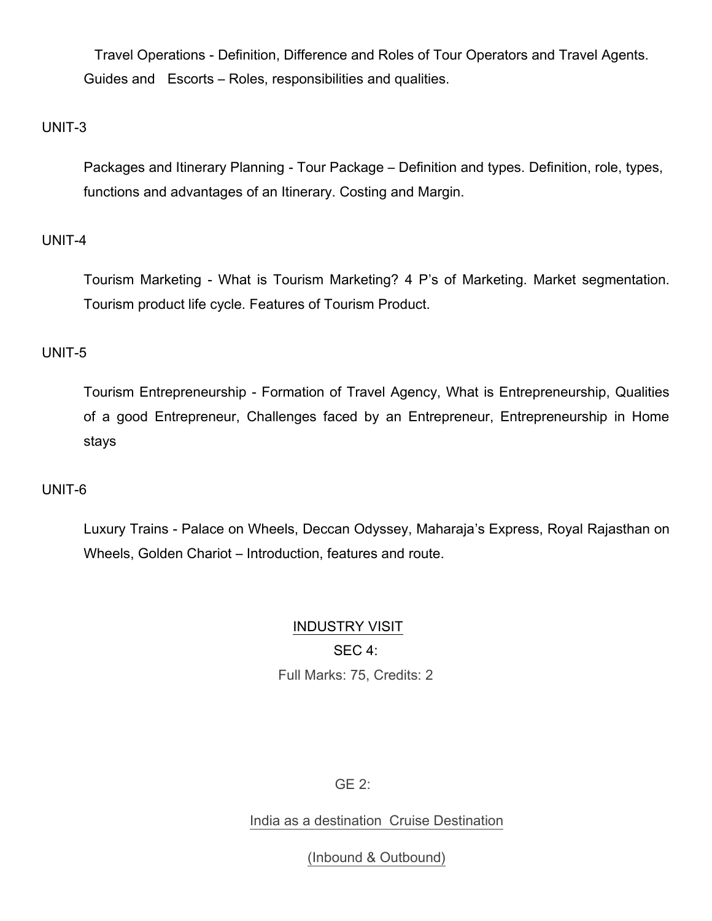Travel Operations - Definition, Difference and Roles of Tour Operators and Travel Agents. Guides and Escorts – Roles, responsibilities and qualities.

UNIT-3

Packages and Itinerary Planning - Tour Package – Definition and types. Definition, role, types, functions and advantages of an Itinerary. Costing and Margin.

UNIT-4

Tourism Marketing - What is Tourism Marketing? 4 P's of Marketing. Market segmentation. Tourism product life cycle. Features of Tourism Product.

UNIT-5

Tourism Entrepreneurship - Formation of Travel Agency, What is Entrepreneurship, Qualities of a good Entrepreneur, Challenges faced by an Entrepreneur, Entrepreneurship in Home stays

UNIT-6

Luxury Trains - Palace on Wheels, Deccan Odyssey, Maharaja's Express, Royal Rajasthan on Wheels, Golden Chariot – Introduction, features and route.

INDUSTRY VISIT

SEC 4:

Full Marks: 75, Credits: 2

GE 2:

India as a destination Cruise Destination

(Inbound & Outbound)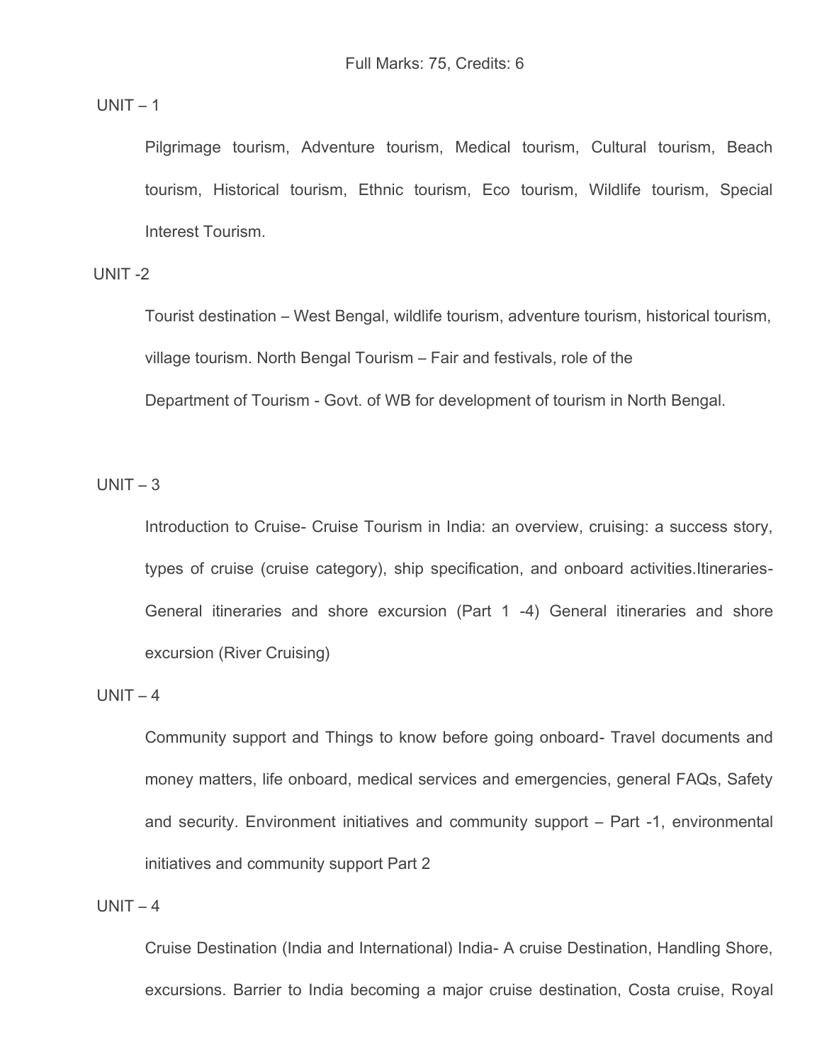Full Marks: 75, Credits: 6

UNIT – 1

Pilgrimage tourism, Adventure tourism, Medical tourism, Cultural tourism, Beach tourism, Historical tourism, Ethnic tourism, Eco tourism, Wildlife tourism, Special Interest Tourism.

UNIT -2

Tourist destination – West Bengal, wildlife tourism, adventure tourism, historical tourism, village tourism. North Bengal Tourism – Fair and festivals, role of the Department of Tourism - Govt. of WB for development of tourism in North Bengal.

UNIT – 3

Introduction to Cruise- Cruise Tourism in India: an overview, cruising: a success story, types of cruise (cruise category), ship specification, and onboard activities.Itineraries- General itineraries and shore excursion (Part 1 -4) General itineraries and shore excursion (River Cruising)

UNIT – 4

Community support and Things to know before going onboard- Travel documents and money matters, life onboard, medical services and emergencies, general FAQs, Safety and security. Environment initiatives and community support – Part -1, environmental initiatives and community support Part 2

UNIT – 4

Cruise Destination (India and International) India- A cruise Destination, Handling Shore, excursions. Barrier to India becoming a major cruise destination, Costa cruise, Royal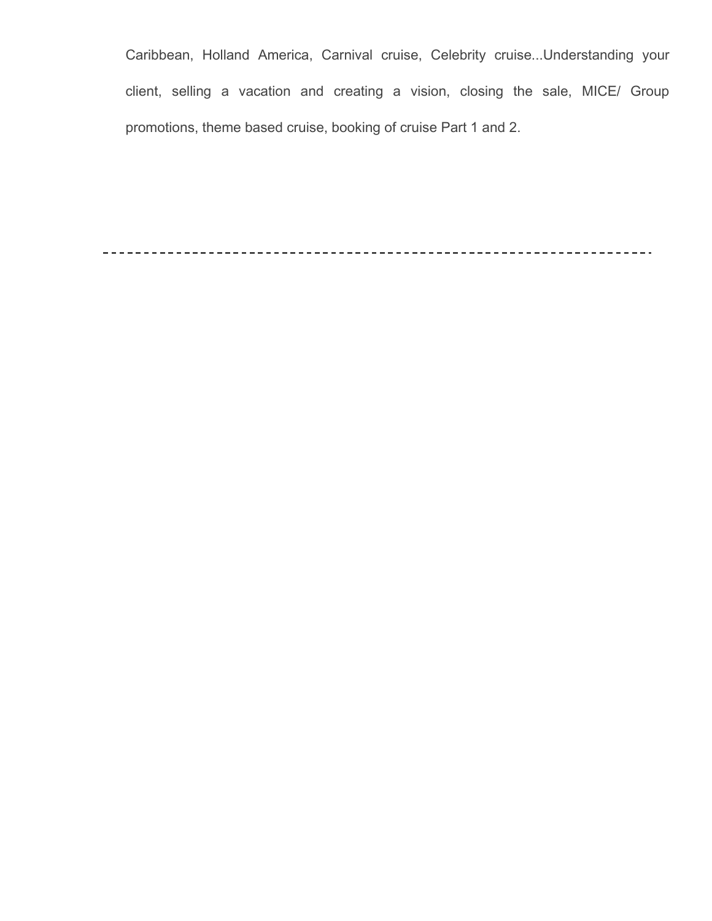Caribbean, Holland America, Carnival cruise, Celebrity cruise...Understanding your client, selling a vacation and creating a vision, closing the sale, MICE/ Group promotions, theme based cruise, booking of cruise Part 1 and 2.

---